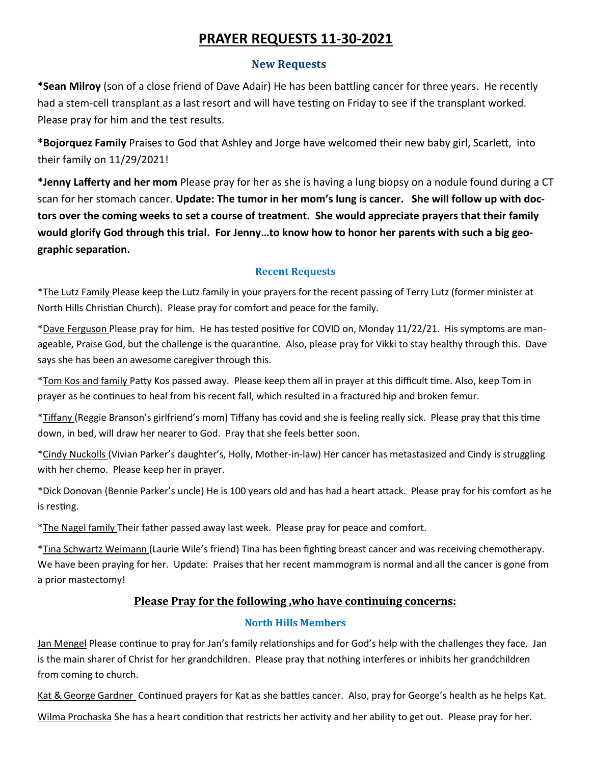# PRAYER REQUESTS 11-30-2021

## New Requests

**\*Sean Milroy** (son of a close friend of Dave Adair) He has been battling cancer for three years. He recently had a stem-cell transplant as a last resort and will have testing on Friday to see if the transplant worked. Please pray for him and the test results.

**\*Bojorquez Family** Praises to God that Ashley and Jorge have welcomed their new baby girl, Scarlett, into their family on 11/29/2021!

**\*Jenny Lafferty and her mom** Please pray for her as she is having a lung biopsy on a nodule found during a CT scan for her stomach cancer. **Update: The tumor in her mom's lung is cancer. She will follow up with doctors over the coming weeks to set a course of treatment. She would appreciate prayers that their family would glorify God through this trial. For Jenny…to know how to honor her parents with such a big geographic separation.**

## Recent Requests

\*The Lutz Family Please keep the Lutz family in your prayers for the recent passing of Terry Lutz (former minister at North Hills Christian Church). Please pray for comfort and peace for the family.

\*Dave Ferguson Please pray for him. He has tested positive for COVID on, Monday 11/22/21. His symptoms are manageable, Praise God, but the challenge is the quarantine. Also, please pray for Vikki to stay healthy through this. Dave says she has been an awesome caregiver through this.

\*Tom Kos and family Patty Kos passed away. Please keep them all in prayer at this difficult time. Also, keep Tom in prayer as he continues to heal from his recent fall, which resulted in a fractured hip and broken femur.

\*Tiffany (Reggie Branson's girlfriend's mom) Tiffany has covid and she is feeling really sick. Please pray that this time down, in bed, will draw her nearer to God. Pray that she feels better soon.

\*Cindy Nuckolls (Vivian Parker's daughter's, Holly, Mother-in-law) Her cancer has metastasized and Cindy is struggling with her chemo. Please keep her in prayer.

\*Dick Donovan (Bennie Parker's uncle) He is 100 years old and has had a heart attack. Please pray for his comfort as he is resting.

\*The Nagel family Their father passed away last week. Please pray for peace and comfort.

\*Tina Schwartz Weimann (Laurie Wile's friend) Tina has been fighting breast cancer and was receiving chemotherapy. We have been praying for her. Update: Praises that her recent mammogram is normal and all the cancer is gone from a prior mastectomy!

## Please Pray for the following ,who have continuing concerns:

### North Hills Members

Jan Mengel Please continue to pray for Jan's family relationships and for God's help with the challenges they face. Jan is the main sharer of Christ for her grandchildren. Please pray that nothing interferes or inhibits her grandchildren from coming to church.

Kat & George Gardner Continued prayers for Kat as she battles cancer. Also, pray for George's health as he helps Kat.

Wilma Prochaska She has a heart condition that restricts her activity and her ability to get out. Please pray for her.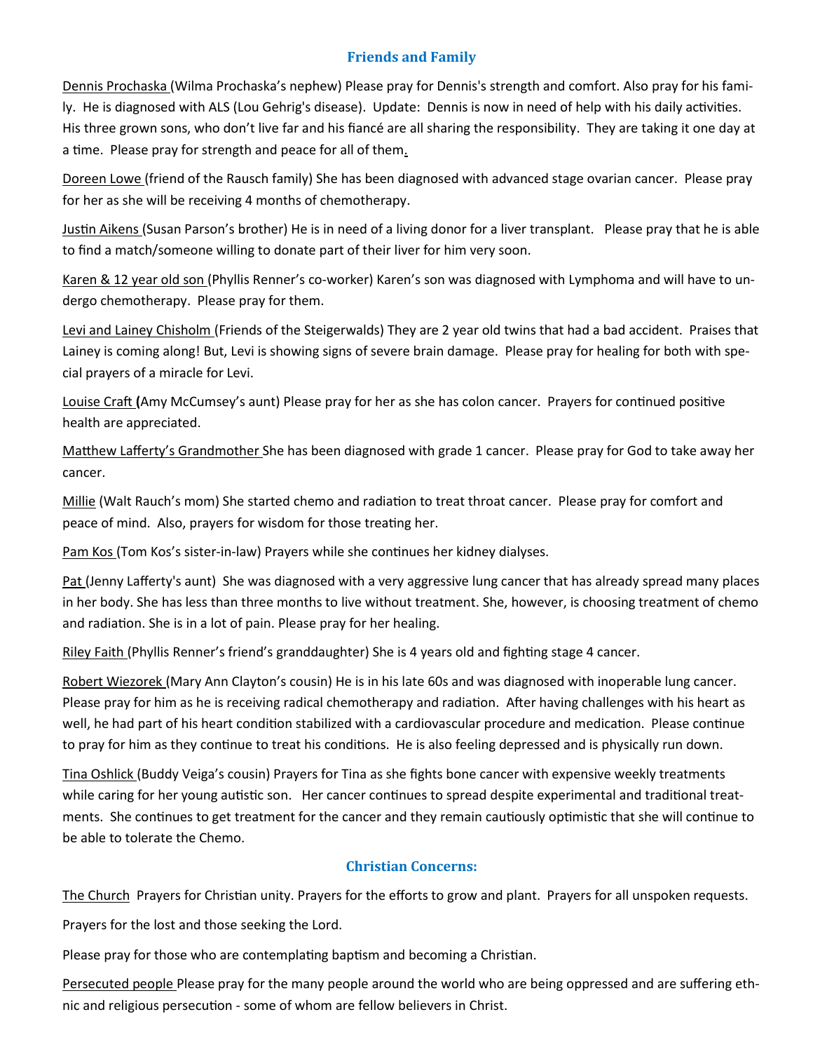## Friends and Family

<u>Dennis Prochaska</u> (Wilma Prochaska's nephew) Please pray for Dennis's strength and comfort. Also pray for his family. He is diagnosed with ALS (Lou Gehrig's disease). Update: Dennis is now in need of help with his daily activities. His three grown sons, who don't live far and his fiancé are all sharing the responsibility. They are taking it one day at a time. Please pray for strength and peace for all of them.

<u>Doreen Lowe</u> (friend of the Rausch family) She has been diagnosed with advanced stage ovarian cancer. Please pray for her as she will be receiving 4 months of chemotherapy.

<u>Justin Aikens</u> (Susan Parson's brother) He is in need of a living donor for a liver transplant. Please pray that he is able to find a match/someone willing to donate part of their liver for him very soon.

<u>Karen & 12 year old son</u> (Phyllis Renner's co-worker) Karen's son was diagnosed with Lymphoma and will have to undergo chemotherapy. Please pray for them.

<u>Levi and Lainey Chisholm</u> (Friends of the Steigerwalds) They are 2 year old twins that had a bad accident. Praises that Lainey is coming along! But, Levi is showing signs of severe brain damage. Please pray for healing for both with special prayers of a miracle for Levi.

<u>Louise Craft</u> **(**Amy McCumsey's aunt) Please pray for her as she has colon cancer. Prayers for continued positive health are appreciated.

<u>Matthew Lafferty's Grandmother</u> She has been diagnosed with grade 1 cancer. Please pray for God to take away her cancer.

<u>Millie</u> (Walt Rauch's mom) She started chemo and radiation to treat throat cancer. Please pray for comfort and peace of mind. Also, prayers for wisdom for those treating her.

<u>Pam Kos</u> (Tom Kos's sister-in-law) Prayers while she continues her kidney dialyses.

<u>Pat</u> (Jenny Lafferty's aunt) She was diagnosed with a very aggressive lung cancer that has already spread many places in her body. She has less than three months to live without treatment. She, however, is choosing treatment of chemo and radiation. She is in a lot of pain. Please pray for her healing.

<u>Riley Faith</u> (Phyllis Renner's friend's granddaughter) She is 4 years old and fighting stage 4 cancer.

<u>Robert Wiezorek</u> (Mary Ann Clayton's cousin) He is in his late 60s and was diagnosed with inoperable lung cancer. Please pray for him as he is receiving radical chemotherapy and radiation. After having challenges with his heart as well, he had part of his heart condition stabilized with a cardiovascular procedure and medication. Please continue to pray for him as they continue to treat his conditions. He is also feeling depressed and is physically run down.

<u>Tina Oshlick</u> (Buddy Veiga's cousin) Prayers for Tina as she fights bone cancer with expensive weekly treatments while caring for her young autistic son. Her cancer continues to spread despite experimental and traditional treatments. She continues to get treatment for the cancer and they remain cautiously optimistic that she will continue to be able to tolerate the Chemo.

## Christian Concerns:

<u>The Church</u> Prayers for Christian unity. Prayers for the efforts to grow and plant. Prayers for all unspoken requests.

Prayers for the lost and those seeking the Lord.

Please pray for those who are contemplating baptism and becoming a Christian.

<u>Persecuted people</u> Please pray for the many people around the world who are being oppressed and are suffering ethnic and religious persecution - some of whom are fellow believers in Christ.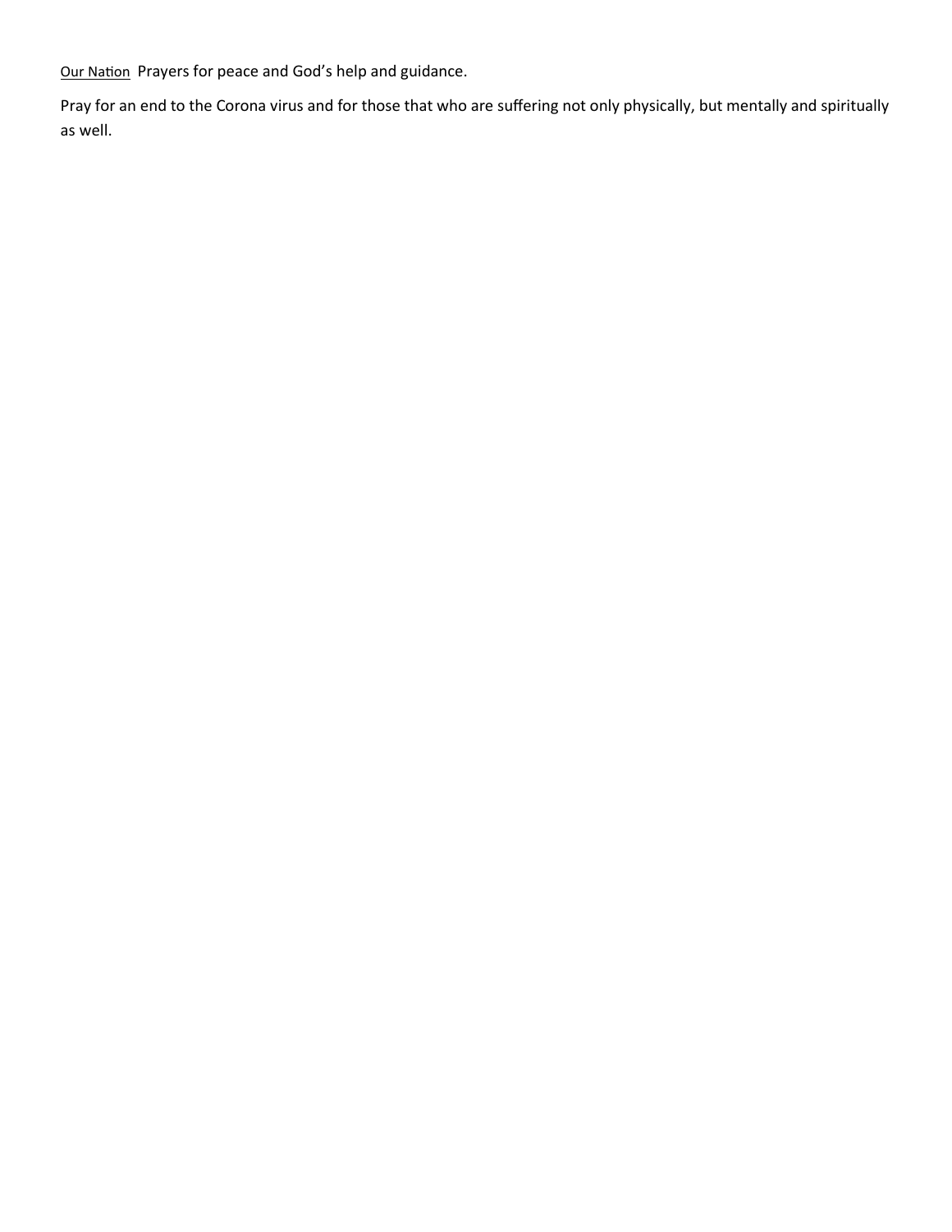<u>Our Nation</u>  Prayers for peace and God's help and guidance.

Pray for an end to the Corona virus and for those that who are suffering not only physically, but mentally and spiritually as well.